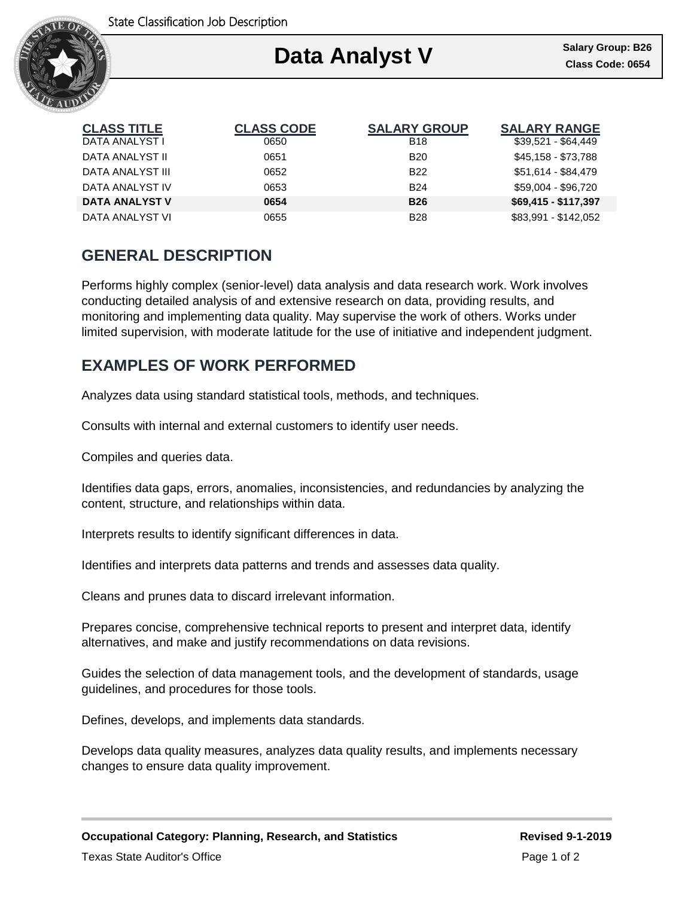State Classification Job Description

# Data Analyst V

**Salary Group: B26**
**Class Code: 0654**

| CLASS TITLE | CLASS CODE | SALARY GROUP | SALARY RANGE |
|---|---|---|---|
| DATA ANALYST I | 0650 | B18 | $39,521 - $64,449 |
| DATA ANALYST II | 0651 | B20 | $45,158 - $73,788 |
| DATA ANALYST III | 0652 | B22 | $51,614 - $84,479 |
| DATA ANALYST IV | 0653 | B24 | $59,004 - $96,720 |
| **DATA ANALYST V** | **0654** | **B26** | **$69,415 - $117,397** |
| DATA ANALYST VI | 0655 | B28 | $83,991 - $142,052 |

## GENERAL DESCRIPTION

Performs highly complex (senior-level) data analysis and data research work. Work involves conducting detailed analysis of and extensive research on data, providing results, and monitoring and implementing data quality. May supervise the work of others. Works under limited supervision, with moderate latitude for the use of initiative and independent judgment.

## EXAMPLES OF WORK PERFORMED

Analyzes data using standard statistical tools, methods, and techniques.

Consults with internal and external customers to identify user needs.

Compiles and queries data.

Identifies data gaps, errors, anomalies, inconsistencies, and redundancies by analyzing the content, structure, and relationships within data.

Interprets results to identify significant differences in data.

Identifies and interprets data patterns and trends and assesses data quality.

Cleans and prunes data to discard irrelevant information.

Prepares concise, comprehensive technical reports to present and interpret data, identify alternatives, and make and justify recommendations on data revisions.

Guides the selection of data management tools, and the development of standards, usage guidelines, and procedures for those tools.

Defines, develops, and implements data standards.

Develops data quality measures, analyzes data quality results, and implements necessary changes to ensure data quality improvement.

**Occupational Category: Planning, Research, and Statistics** **Revised 9-1-2019**

Texas State Auditor's Office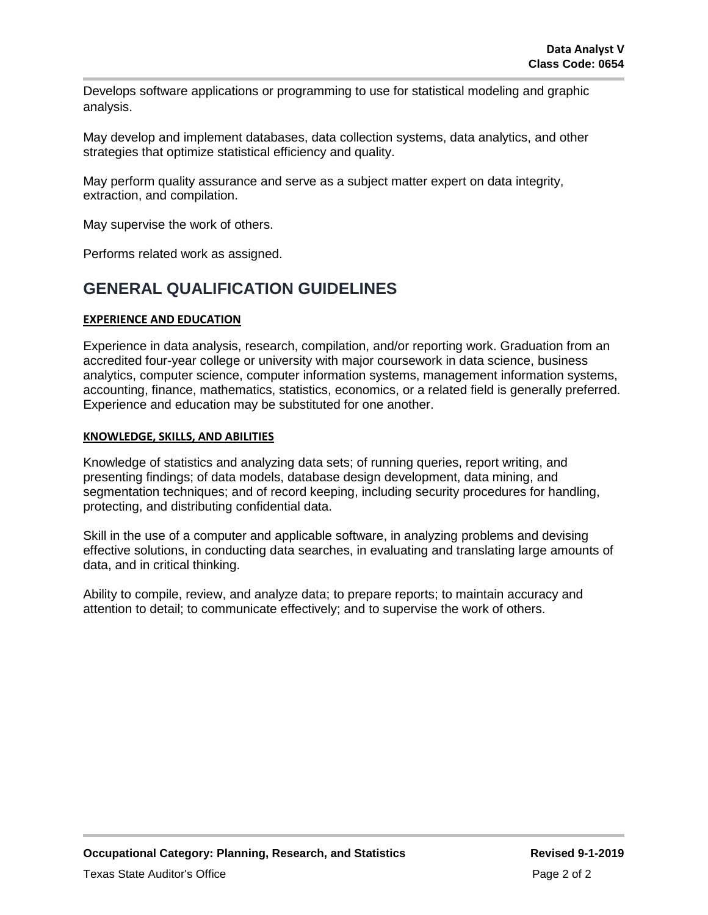Develops software applications or programming to use for statistical modeling and graphic analysis.

May develop and implement databases, data collection systems, data analytics, and other strategies that optimize statistical efficiency and quality.

May perform quality assurance and serve as a subject matter expert on data integrity, extraction, and compilation.

May supervise the work of others.

Performs related work as assigned.

## GENERAL QUALIFICATION GUIDELINES

### EXPERIENCE AND EDUCATION

Experience in data analysis, research, compilation, and/or reporting work. Graduation from an accredited four-year college or university with major coursework in data science, business analytics, computer science, computer information systems, management information systems, accounting, finance, mathematics, statistics, economics, or a related field is generally preferred. Experience and education may be substituted for one another.

### KNOWLEDGE, SKILLS, AND ABILITIES

Knowledge of statistics and analyzing data sets; of running queries, report writing, and presenting findings; of data models, database design development, data mining, and segmentation techniques; and of record keeping, including security procedures for handling, protecting, and distributing confidential data.

Skill in the use of a computer and applicable software, in analyzing problems and devising effective solutions, in conducting data searches, in evaluating and translating large amounts of data, and in critical thinking.

Ability to compile, review, and analyze data; to prepare reports; to maintain accuracy and attention to detail; to communicate effectively; and to supervise the work of others.